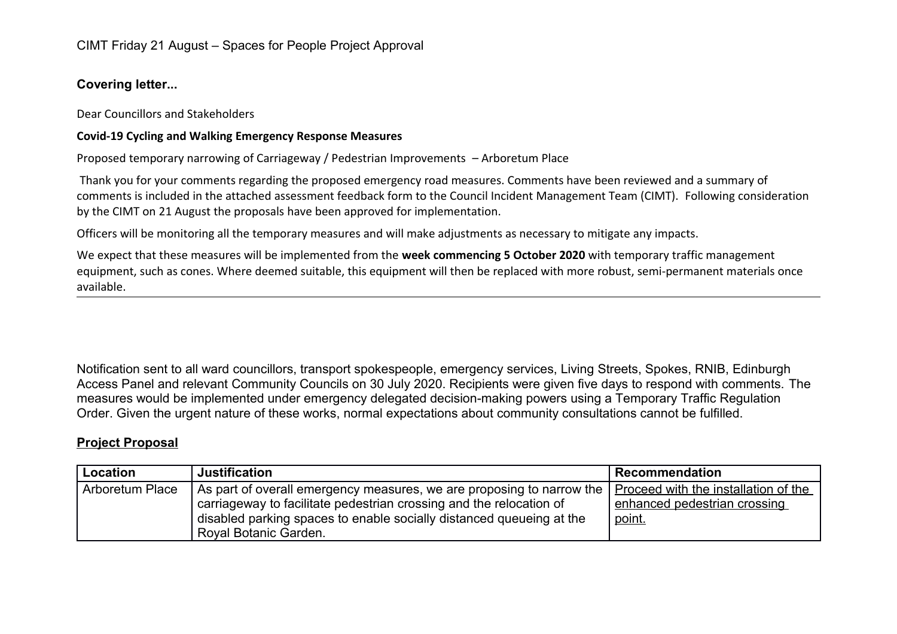CIMT Friday 21 August – Spaces for People Project Approval

## Covering letter...

Dear Councillors and Stakeholders

**Covid-19 Cycling and Walking Emergency Response Measures**

Proposed temporary narrowing of Carriageway / Pedestrian Improvements – Arboretum Place

Thank you for your comments regarding the proposed emergency road measures. Comments have been reviewed and a summary of comments is included in the attached assessment feedback form to the Council Incident Management Team (CIMT). Following consideration by the CIMT on 21 August the proposals have been approved for implementation.

Officers will be monitoring all the temporary measures and will make adjustments as necessary to mitigate any impacts.

We expect that these measures will be implemented from the **week commencing 5 October 2020** with temporary traffic management equipment, such as cones. Where deemed suitable, this equipment will then be replaced with more robust, semi-permanent materials once available.

---

Notification sent to all ward councillors, transport spokespeople, emergency services, Living Streets, Spokes, RNIB, Edinburgh Access Panel and relevant Community Councils on 30 July 2020. Recipients were given five days to respond with comments. The measures would be implemented under emergency delegated decision-making powers using a Temporary Traffic Regulation Order. Given the urgent nature of these works, normal expectations about community consultations cannot be fulfilled.

## Project Proposal

| Location | Justification | Recommendation |
|---|---|---|
| Arboretum Place | As part of overall emergency measures, we are proposing to narrow the carriageway to facilitate pedestrian crossing and the relocation of disabled parking spaces to enable socially distanced queueing at the Royal Botanic Garden. | Proceed with the installation of the enhanced pedestrian crossing point. |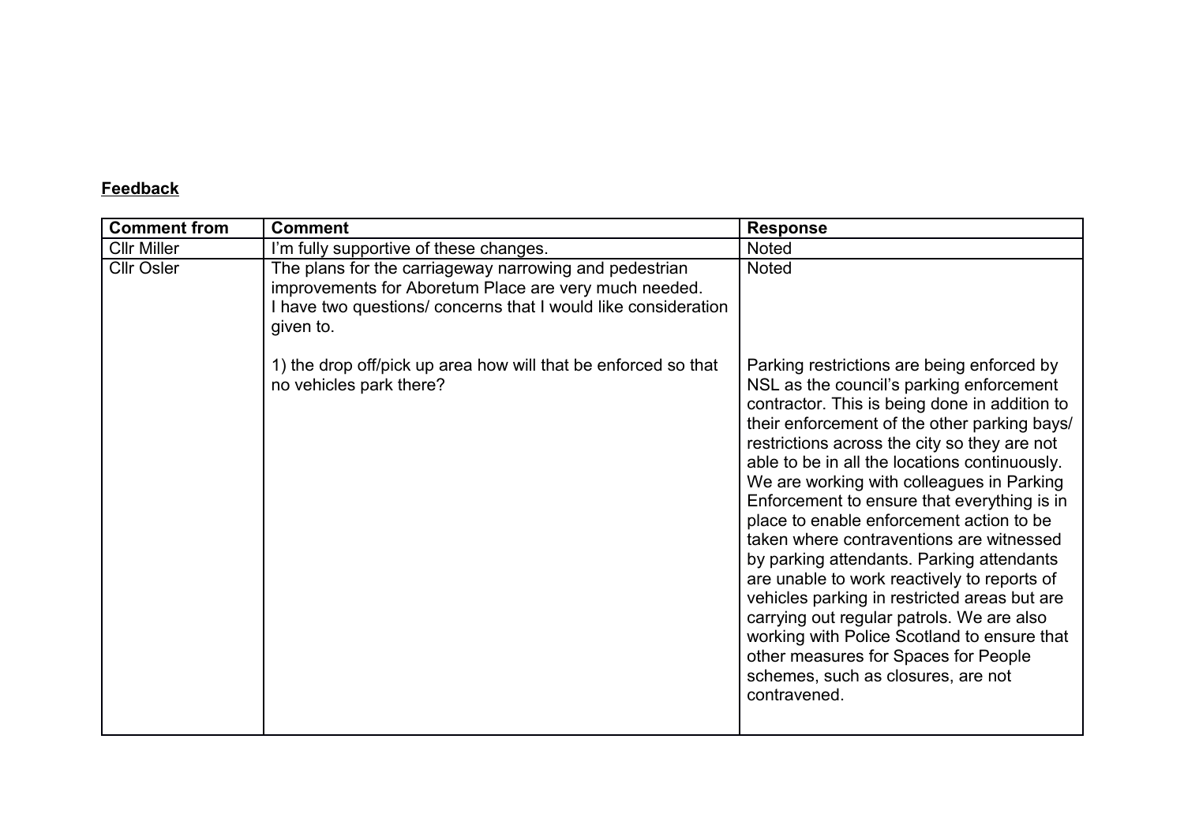**Feedback**

| Comment from | Comment | Response |
| --- | --- | --- |
| Cllr Miller | I'm fully supportive of these changes. | Noted |
| Cllr Osler | The plans for the carriageway narrowing and pedestrian improvements for Aboretum Place are very much needed. I have two questions/ concerns that I would like consideration given to. | Noted |
| | 1) the drop off/pick up area how will that be enforced so that no vehicles park there? | Parking restrictions are being enforced by NSL as the council's parking enforcement contractor. This is being done in addition to their enforcement of the other parking bays/ restrictions across the city so they are not able to be in all the locations continuously. We are working with colleagues in Parking Enforcement to ensure that everything is in place to enable enforcement action to be taken where contraventions are witnessed by parking attendants. Parking attendants are unable to work reactively to reports of vehicles parking in restricted areas but are carrying out regular patrols. We are also working with Police Scotland to ensure that other measures for Spaces for People schemes, such as closures, are not contravened. |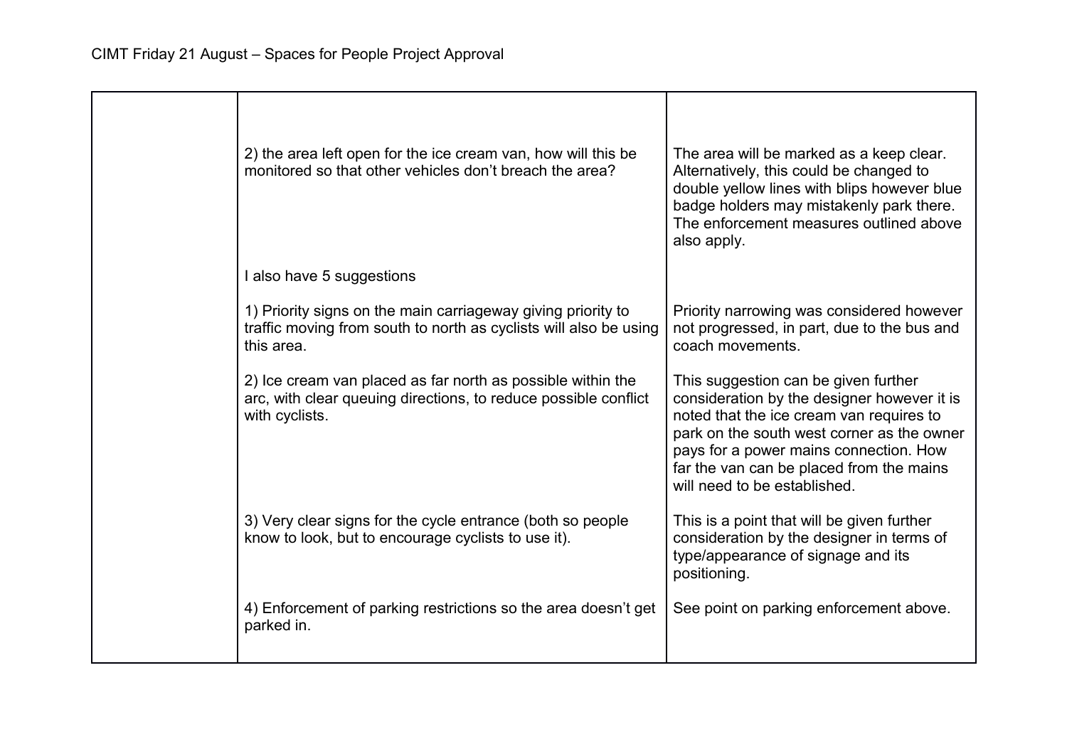| | | |
|---|---|---|
| | 2) the area left open for the ice cream van, how will this be monitored so that other vehicles don't breach the area? | The area will be marked as a keep clear. Alternatively, this could be changed to double yellow lines with blips however blue badge holders may mistakenly park there. The enforcement measures outlined above also apply. |
| | I also have 5 suggestions | |
| | 1) Priority signs on the main carriageway giving priority to traffic moving from south to north as cyclists will also be using this area. | Priority narrowing was considered however not progressed, in part, due to the bus and coach movements. |
| | 2) Ice cream van placed as far north as possible within the arc, with clear queuing directions, to reduce possible conflict with cyclists. | This suggestion can be given further consideration by the designer however it is noted that the ice cream van requires to park on the south west corner as the owner pays for a power mains connection. How far the van can be placed from the mains will need to be established. |
| | 3) Very clear signs for the cycle entrance (both so people know to look, but to encourage cyclists to use it). | This is a point that will be given further consideration by the designer in terms of type/appearance of signage and its positioning. |
| | 4) Enforcement of parking restrictions so the area doesn't get parked in. | See point on parking enforcement above. |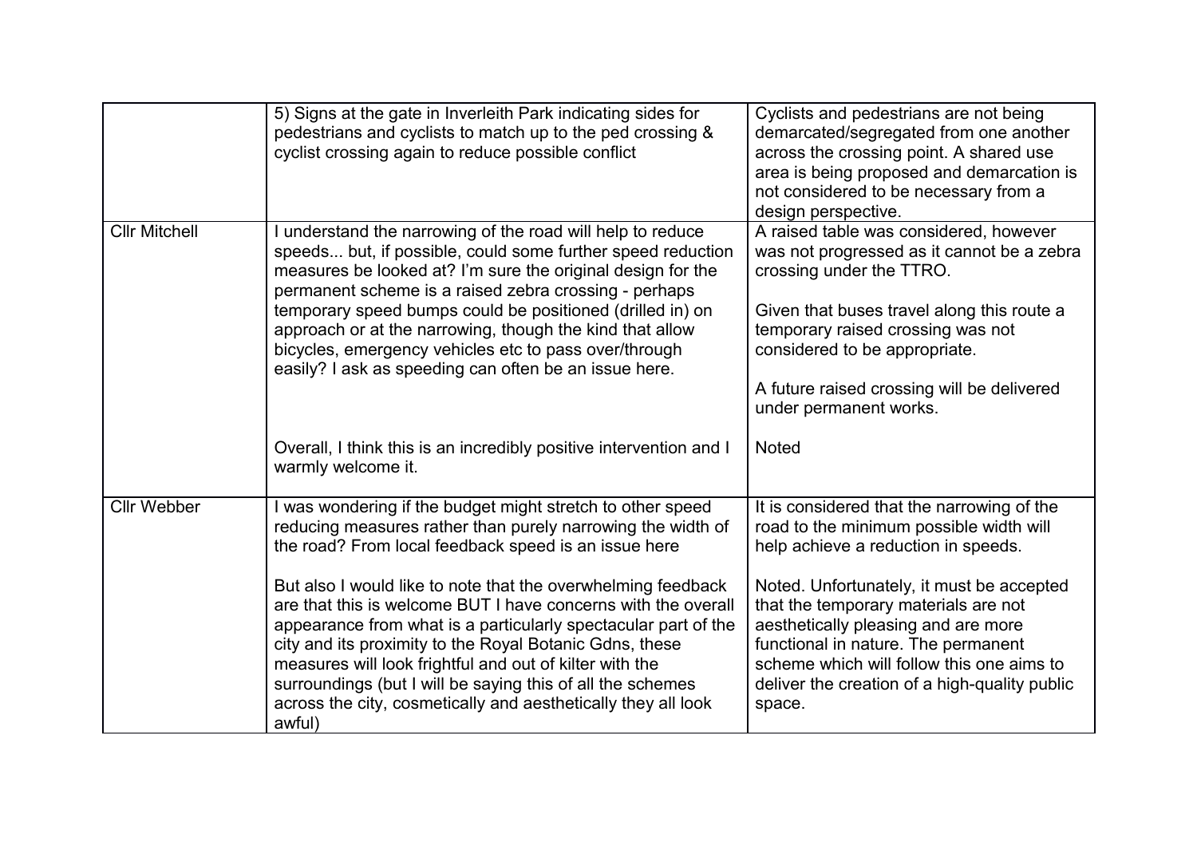| | | |
|---|---|---|
| | 5) Signs at the gate in Inverleith Park indicating sides for pedestrians and cyclists to match up to the ped crossing & cyclist crossing again to reduce possible conflict | Cyclists and pedestrians are not being demarcated/segregated from one another across the crossing point. A shared use area is being proposed and demarcation is not considered to be necessary from a design perspective. |
| Cllr Mitchell | I understand the narrowing of the road will help to reduce speeds... but, if possible, could some further speed reduction measures be looked at? I'm sure the original design for the permanent scheme is a raised zebra crossing - perhaps temporary speed bumps could be positioned (drilled in) on approach or at the narrowing, though the kind that allow bicycles, emergency vehicles etc to pass over/through easily? I ask as speeding can often be an issue here. | A raised table was considered, however was not progressed as it cannot be a zebra crossing under the TTRO.<br><br>Given that buses travel along this route a temporary raised crossing was not considered to be appropriate.<br><br>A future raised crossing will be delivered under permanent works. |
| | Overall, I think this is an incredibly positive intervention and I warmly welcome it. | Noted |
| Cllr Webber | I was wondering if the budget might stretch to other speed reducing measures rather than purely narrowing the width of the road? From local feedback speed is an issue here | It is considered that the narrowing of the road to the minimum possible width will help achieve a reduction in speeds. |
| | But also I would like to note that the overwhelming feedback are that this is welcome BUT I have concerns with the overall appearance from what is a particularly spectacular part of the city and its proximity to the Royal Botanic Gdns, these measures will look frightful and out of kilter with the surroundings (but I will be saying this of all the schemes across the city, cosmetically and aesthetically they all look awful) | Noted. Unfortunately, it must be accepted that the temporary materials are not aesthetically pleasing and are more functional in nature. The permanent scheme which will follow this one aims to deliver the creation of a high-quality public space. |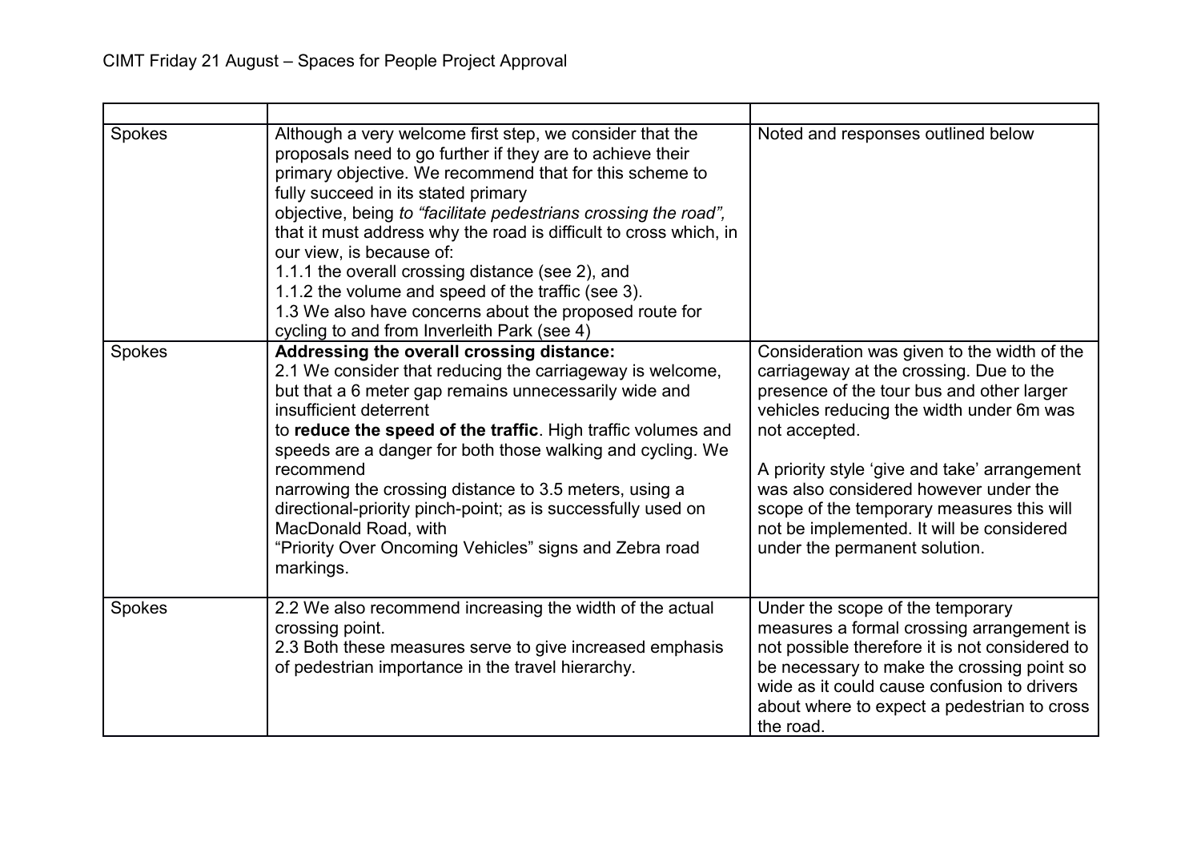CIMT Friday 21 August – Spaces for People Project Approval

| | | |
|---|---|---|
| Spokes | Although a very welcome first step, we consider that the proposals need to go further if they are to achieve their primary objective. We recommend that for this scheme to fully succeed in its stated primary objective, being *to "facilitate pedestrians crossing the road",* that it must address why the road is difficult to cross which, in our view, is because of:<br>1.1.1 the overall crossing distance (see 2), and<br>1.1.2 the volume and speed of the traffic (see 3).<br>1.3 We also have concerns about the proposed route for cycling to and from Inverleith Park (see 4) | Noted and responses outlined below |
| Spokes | **Addressing the overall crossing distance:**<br>2.1 We consider that reducing the carriageway is welcome, but that a 6 meter gap remains unnecessarily wide and insufficient deterrent to **reduce the speed of the traffic**. High traffic volumes and speeds are a danger for both those walking and cycling. We recommend narrowing the crossing distance to 3.5 meters, using a directional-priority pinch-point; as is successfully used on MacDonald Road, with "Priority Over Oncoming Vehicles" signs and Zebra road markings. | Consideration was given to the width of the carriageway at the crossing. Due to the presence of the tour bus and other larger vehicles reducing the width under 6m was not accepted.<br><br>A priority style 'give and take' arrangement was also considered however under the scope of the temporary measures this will not be implemented. It will be considered under the permanent solution. |
| Spokes | 2.2 We also recommend increasing the width of the actual crossing point.<br>2.3 Both these measures serve to give increased emphasis of pedestrian importance in the travel hierarchy. | Under the scope of the temporary measures a formal crossing arrangement is not possible therefore it is not considered to be necessary to make the crossing point so wide as it could cause confusion to drivers about where to expect a pedestrian to cross the road. |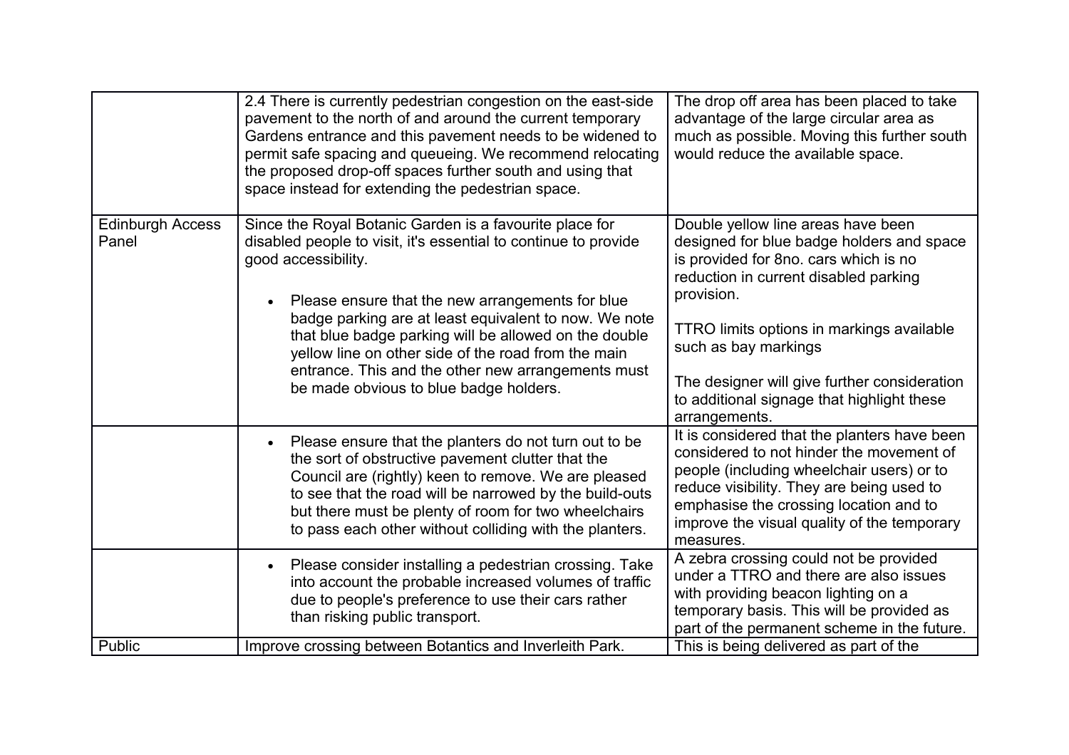| | | |
|---|---|---|
| | 2.4 There is currently pedestrian congestion on the east-side pavement to the north of and around the current temporary Gardens entrance and this pavement needs to be widened to permit safe spacing and queueing. We recommend relocating the proposed drop-off spaces further south and using that space instead for extending the pedestrian space. | The drop off area has been placed to take advantage of the large circular area as much as possible. Moving this further south would reduce the available space. |
| Edinburgh Access Panel | Since the Royal Botanic Garden is a favourite place for disabled people to visit, it's essential to continue to provide good accessibility.<br><br>• Please ensure that the new arrangements for blue badge parking are at least equivalent to now. We note that blue badge parking will be allowed on the double yellow line on other side of the road from the main entrance. This and the other new arrangements must be made obvious to blue badge holders. | Double yellow line areas have been designed for blue badge holders and space is provided for 8no. cars which is no reduction in current disabled parking provision.<br><br>TTRO limits options in markings available such as bay markings<br><br>The designer will give further consideration to additional signage that highlight these arrangements. |
| | • Please ensure that the planters do not turn out to be the sort of obstructive pavement clutter that the Council are (rightly) keen to remove. We are pleased to see that the road will be narrowed by the build-outs but there must be plenty of room for two wheelchairs to pass each other without colliding with the planters. | It is considered that the planters have been considered to not hinder the movement of people (including wheelchair users) or to reduce visibility. They are being used to emphasise the crossing location and to improve the visual quality of the temporary measures. |
| | • Please consider installing a pedestrian crossing. Take into account the probable increased volumes of traffic due to people's preference to use their cars rather than risking public transport. | A zebra crossing could not be provided under a TTRO and there are also issues with providing beacon lighting on a temporary basis. This will be provided as part of the permanent scheme in the future. |
| Public | Improve crossing between Botantics and Inverleith Park. | This is being delivered as part of the |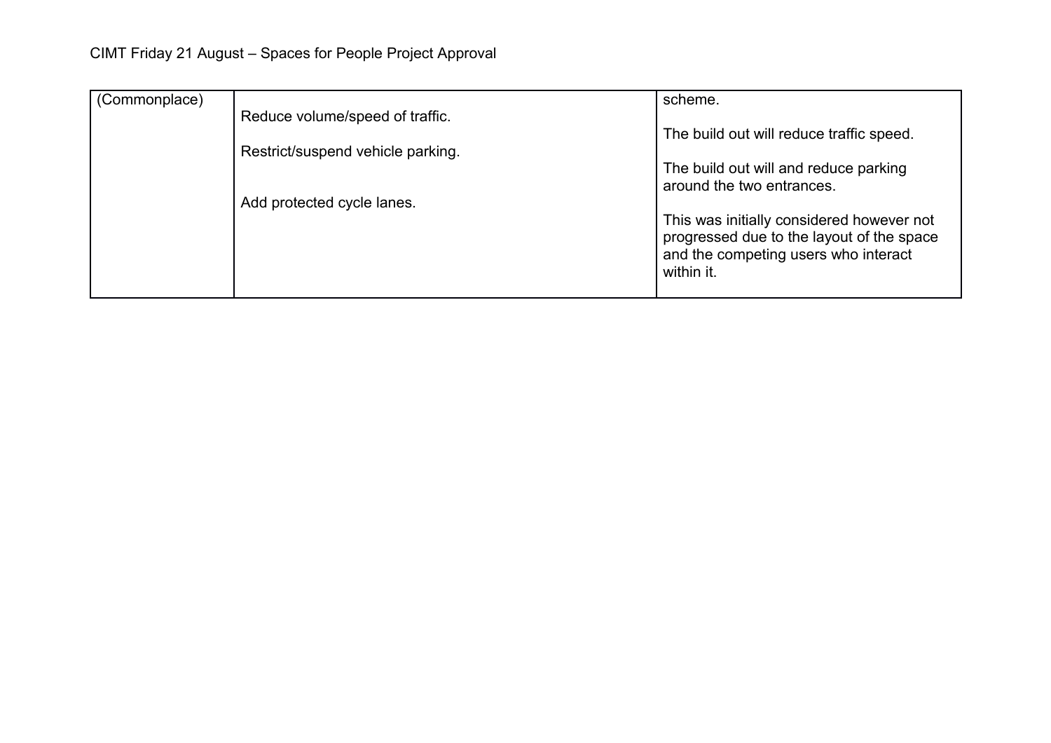| | | |
|---|---|---|
| (Commonplace) | Reduce volume/speed of traffic.<br><br>Restrict/suspend vehicle parking.<br><br>Add protected cycle lanes. | scheme.<br><br>The build out will reduce traffic speed.<br><br>The build out will and reduce parking around the two entrances.<br><br>This was initially considered however not progressed due to the layout of the space and the competing users who interact within it. |